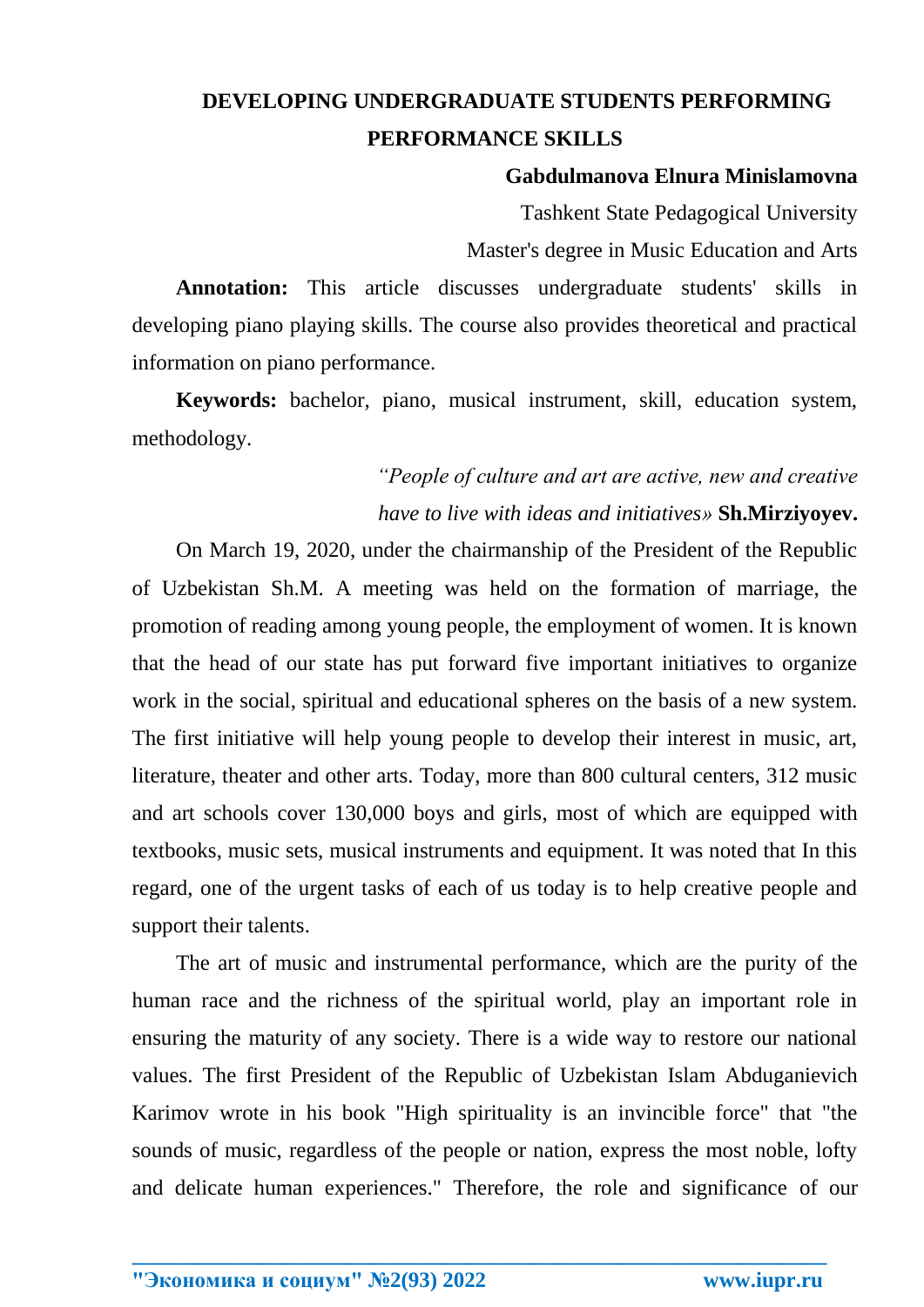# DEVELOPING UNDERGRADUATE STUDENTS PERFORMING PERFORMANCE SKILLS

**Gabdulmanova Elnura Minislamovna**

Tashkent State Pedagogical University

Master's degree in Music Education and Arts

**Annotation:** This article discusses undergraduate students' skills in developing piano playing skills. The course also provides theoretical and practical information on piano performance.

**Keywords:** bachelor, piano, musical instrument, skill, education system, methodology.

*"People of culture and art are active, new and creative have to live with ideas and initiatives»* **Sh.Mirziyoyev.**

On March 19, 2020, under the chairmanship of the President of the Republic of Uzbekistan Sh.M. A meeting was held on the formation of marriage, the promotion of reading among young people, the employment of women. It is known that the head of our state has put forward five important initiatives to organize work in the social, spiritual and educational spheres on the basis of a new system. The first initiative will help young people to develop their interest in music, art, literature, theater and other arts. Today, more than 800 cultural centers, 312 music and art schools cover 130,000 boys and girls, most of which are equipped with textbooks, music sets, musical instruments and equipment. It was noted that In this regard, one of the urgent tasks of each of us today is to help creative people and support their talents.

The art of music and instrumental performance, which are the purity of the human race and the richness of the spiritual world, play an important role in ensuring the maturity of any society. There is a wide way to restore our national values. The first President of the Republic of Uzbekistan Islam Abduganievich Karimov wrote in his book "High spirituality is an invincible force" that "the sounds of music, regardless of the people or nation, express the most noble, lofty and delicate human experiences." Therefore, the role and significance of our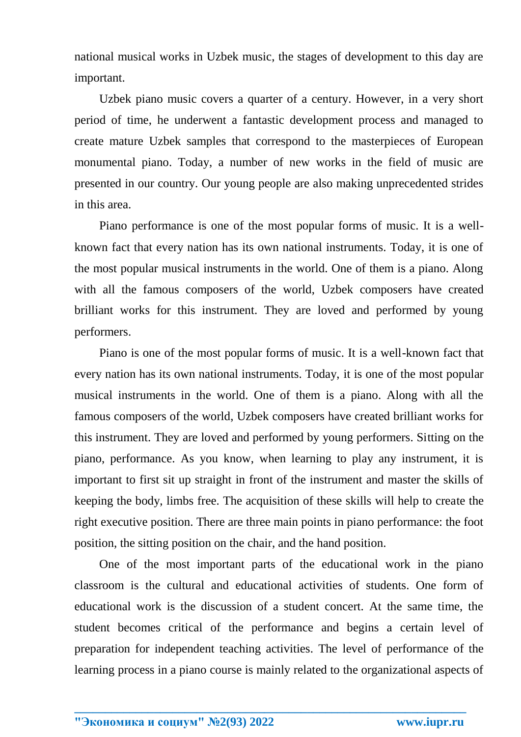national musical works in Uzbek music, the stages of development to this day are important.

Uzbek piano music covers a quarter of a century. However, in a very short period of time, he underwent a fantastic development process and managed to create mature Uzbek samples that correspond to the masterpieces of European monumental piano. Today, a number of new works in the field of music are presented in our country. Our young people are also making unprecedented strides in this area.

Piano performance is one of the most popular forms of music. It is a well-known fact that every nation has its own national instruments. Today, it is one of the most popular musical instruments in the world. One of them is a piano. Along with all the famous composers of the world, Uzbek composers have created brilliant works for this instrument. They are loved and performed by young performers.

Piano is one of the most popular forms of music. It is a well-known fact that every nation has its own national instruments. Today, it is one of the most popular musical instruments in the world. One of them is a piano. Along with all the famous composers of the world, Uzbek composers have created brilliant works for this instrument. They are loved and performed by young performers. Sitting on the piano, performance. As you know, when learning to play any instrument, it is important to first sit up straight in front of the instrument and master the skills of keeping the body, limbs free. The acquisition of these skills will help to create the right executive position. There are three main points in piano performance: the foot position, the sitting position on the chair, and the hand position.

One of the most important parts of the educational work in the piano classroom is the cultural and educational activities of students. One form of educational work is the discussion of a student concert. At the same time, the student becomes critical of the performance and begins a certain level of preparation for independent teaching activities. The level of performance of the learning process in a piano course is mainly related to the organizational aspects of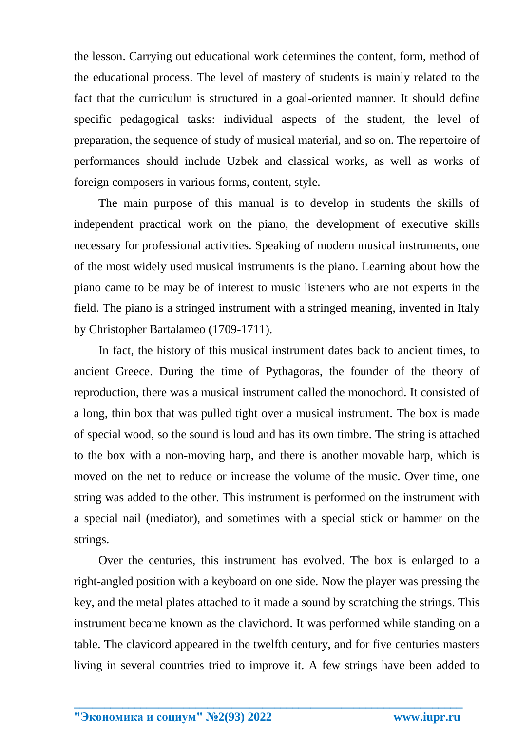the lesson. Carrying out educational work determines the content, form, method of the educational process. The level of mastery of students is mainly related to the fact that the curriculum is structured in a goal-oriented manner. It should define specific pedagogical tasks: individual aspects of the student, the level of preparation, the sequence of study of musical material, and so on. The repertoire of performances should include Uzbek and classical works, as well as works of foreign composers in various forms, content, style.

The main purpose of this manual is to develop in students the skills of independent practical work on the piano, the development of executive skills necessary for professional activities. Speaking of modern musical instruments, one of the most widely used musical instruments is the piano. Learning about how the piano came to be may be of interest to music listeners who are not experts in the field. The piano is a stringed instrument with a stringed meaning, invented in Italy by Christopher Bartalameo (1709-1711).

In fact, the history of this musical instrument dates back to ancient times, to ancient Greece. During the time of Pythagoras, the founder of the theory of reproduction, there was a musical instrument called the monochord. It consisted of a long, thin box that was pulled tight over a musical instrument. The box is made of special wood, so the sound is loud and has its own timbre. The string is attached to the box with a non-moving harp, and there is another movable harp, which is moved on the net to reduce or increase the volume of the music. Over time, one string was added to the other. This instrument is performed on the instrument with a special nail (mediator), and sometimes with a special stick or hammer on the strings.

Over the centuries, this instrument has evolved. The box is enlarged to a right-angled position with a keyboard on one side. Now the player was pressing the key, and the metal plates attached to it made a sound by scratching the strings. This instrument became known as the clavichord. It was performed while standing on a table. The clavicord appeared in the twelfth century, and for five centuries masters living in several countries tried to improve it. A few strings have been added to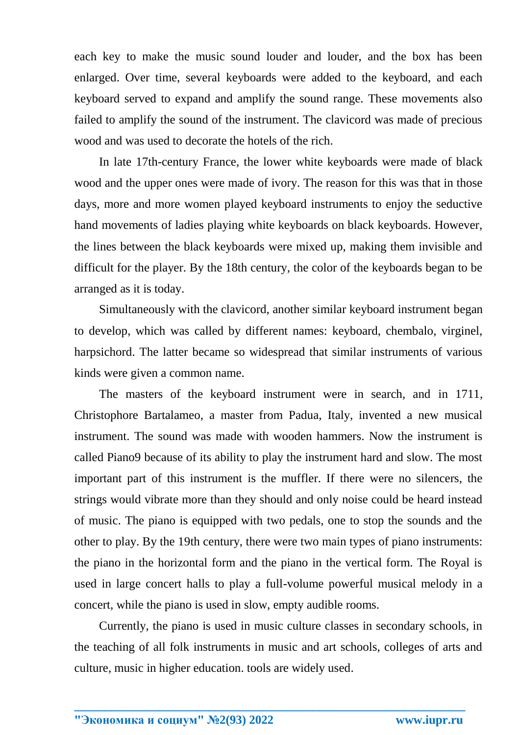each key to make the music sound louder and louder, and the box has been enlarged. Over time, several keyboards were added to the keyboard, and each keyboard served to expand and amplify the sound range. These movements also failed to amplify the sound of the instrument. The clavicord was made of precious wood and was used to decorate the hotels of the rich.

In late 17th-century France, the lower white keyboards were made of black wood and the upper ones were made of ivory. The reason for this was that in those days, more and more women played keyboard instruments to enjoy the seductive hand movements of ladies playing white keyboards on black keyboards. However, the lines between the black keyboards were mixed up, making them invisible and difficult for the player. By the 18th century, the color of the keyboards began to be arranged as it is today.

Simultaneously with the clavicord, another similar keyboard instrument began to develop, which was called by different names: keyboard, chembalo, virginel, harpsichord. The latter became so widespread that similar instruments of various kinds were given a common name.

The masters of the keyboard instrument were in search, and in 1711, Christophore Bartalameo, a master from Padua, Italy, invented a new musical instrument. The sound was made with wooden hammers. Now the instrument is called Piano9 because of its ability to play the instrument hard and slow. The most important part of this instrument is the muffler. If there were no silencers, the strings would vibrate more than they should and only noise could be heard instead of music. The piano is equipped with two pedals, one to stop the sounds and the other to play. By the 19th century, there were two main types of piano instruments: the piano in the horizontal form and the piano in the vertical form. The Royal is used in large concert halls to play a full-volume powerful musical melody in a concert, while the piano is used in slow, empty audible rooms.

Currently, the piano is used in music culture classes in secondary schools, in the teaching of all folk instruments in music and art schools, colleges of arts and culture, music in higher education. tools are widely used.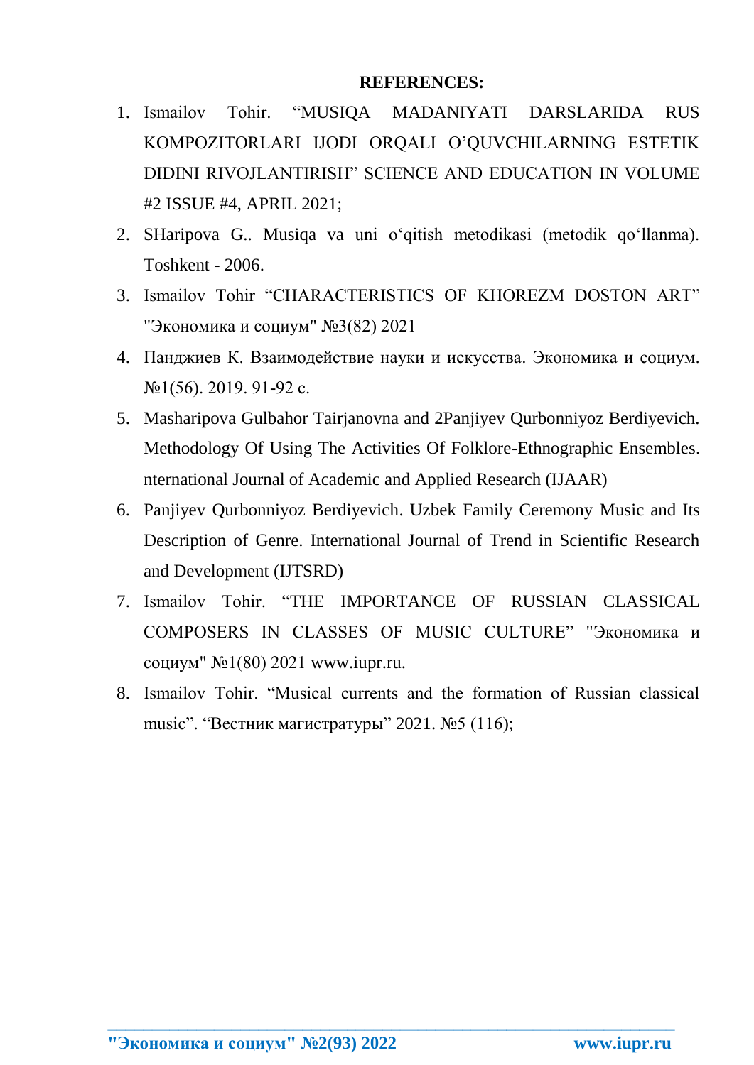**REFERENCES:**

1. Ismailov Tohir. "MUSIQA MADANIYATI DARSLARIDA RUS KOMPOZITORLARI IJODI ORQALI O'QUVCHILARNING ESTETIK DIDINI RIVOJLANTIRISH" SCIENCE AND EDUCATION IN VOLUME #2 ISSUE #4, APRIL 2021;
2. SHaripova G.. Musiqa va uni o'qitish metodikasi (metodik qo'llanma). Toshkent - 2006.
3. Ismailov Tohir "CHARACTERISTICS OF KHOREZM DOSTON ART" "Экономика и социум" №3(82) 2021
4. Панджиев К. Взаимодействие науки и искусства. Экономика и социум. №1(56). 2019. 91-92 с.
5. Masharipova Gulbahor Tairjanovna and 2Panjiyev Qurbonniyoz Berdiyevich. Methodology Of Using The Activities Of Folklore-Ethnographic Ensembles. nternational Journal of Academic and Applied Research (IJAAR)
6. Panjiyev Qurbonniyoz Berdiyevich. Uzbek Family Ceremony Music and Its Description of Genre. International Journal of Trend in Scientific Research and Development (IJTSRD)
7. Ismailov Tohir. "THE IMPORTANCE OF RUSSIAN CLASSICAL COMPOSERS IN CLASSES OF MUSIC CULTURE" "Экономика и социум" №1(80) 2021 www.iupr.ru.
8. Ismailov Tohir. "Musical currents and the formation of Russian classical music". "Вестник магистратуры" 2021. №5 (116);